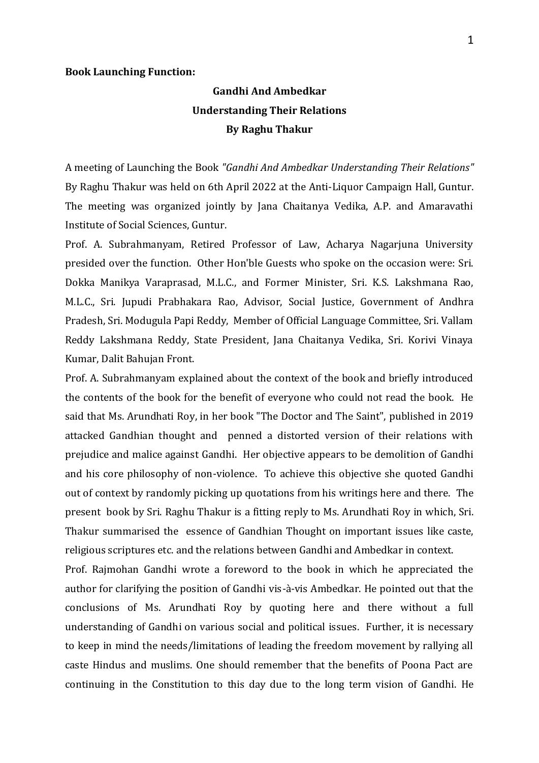**Book Launching Function:**

**Gandhi And Ambedkar**
**Understanding Their Relations**
**By Raghu Thakur**

A meeting of Launching the Book *"Gandhi And Ambedkar Understanding Their Relations"* By Raghu Thakur was held on 6th April 2022 at the Anti-Liquor Campaign Hall, Guntur. The meeting was organized jointly by Jana Chaitanya Vedika, A.P. and Amaravathi Institute of Social Sciences, Guntur.

Prof. A. Subrahmanyam, Retired Professor of Law, Acharya Nagarjuna University presided over the function. Other Hon'ble Guests who spoke on the occasion were: Sri. Dokka Manikya Varaprasad, M.L.C., and Former Minister, Sri. K.S. Lakshmana Rao, M.L.C., Sri. Jupudi Prabhakara Rao, Advisor, Social Justice, Government of Andhra Pradesh, Sri. Modugula Papi Reddy, Member of Official Language Committee, Sri. Vallam Reddy Lakshmana Reddy, State President, Jana Chaitanya Vedika, Sri. Korivi Vinaya Kumar, Dalit Bahujan Front.

Prof. A. Subrahmanyam explained about the context of the book and briefly introduced the contents of the book for the benefit of everyone who could not read the book. He said that Ms. Arundhati Roy, in her book "The Doctor and The Saint", published in 2019 attacked Gandhian thought and penned a distorted version of their relations with prejudice and malice against Gandhi. Her objective appears to be demolition of Gandhi and his core philosophy of non-violence. To achieve this objective she quoted Gandhi out of context by randomly picking up quotations from his writings here and there. The present book by Sri. Raghu Thakur is a fitting reply to Ms. Arundhati Roy in which, Sri. Thakur summarised the essence of Gandhian Thought on important issues like caste, religious scriptures etc. and the relations between Gandhi and Ambedkar in context.

Prof. Rajmohan Gandhi wrote a foreword to the book in which he appreciated the author for clarifying the position of Gandhi vis-à-vis Ambedkar. He pointed out that the conclusions of Ms. Arundhati Roy by quoting here and there without a full understanding of Gandhi on various social and political issues. Further, it is necessary to keep in mind the needs/limitations of leading the freedom movement by rallying all caste Hindus and muslims. One should remember that the benefits of Poona Pact are continuing in the Constitution to this day due to the long term vision of Gandhi. He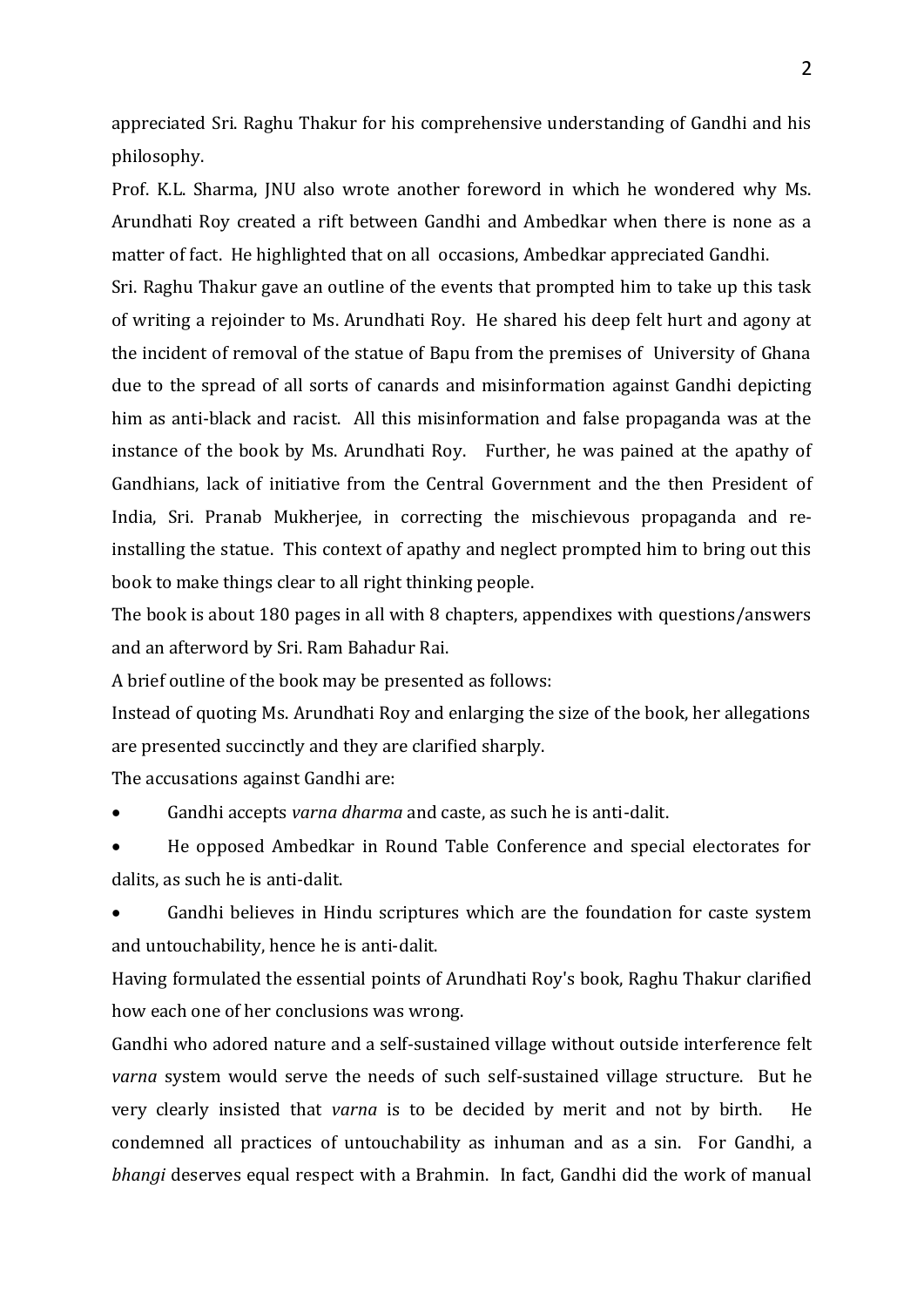appreciated Sri. Raghu Thakur for his comprehensive understanding of Gandhi and his philosophy.

Prof. K.L. Sharma, JNU also wrote another foreword in which he wondered why Ms. Arundhati Roy created a rift between Gandhi and Ambedkar when there is none as a matter of fact. He highlighted that on all occasions, Ambedkar appreciated Gandhi.

Sri. Raghu Thakur gave an outline of the events that prompted him to take up this task of writing a rejoinder to Ms. Arundhati Roy. He shared his deep felt hurt and agony at the incident of removal of the statue of Bapu from the premises of University of Ghana due to the spread of all sorts of canards and misinformation against Gandhi depicting him as anti-black and racist. All this misinformation and false propaganda was at the instance of the book by Ms. Arundhati Roy. Further, he was pained at the apathy of Gandhians, lack of initiative from the Central Government and the then President of India, Sri. Pranab Mukherjee, in correcting the mischievous propaganda and re-installing the statue. This context of apathy and neglect prompted him to bring out this book to make things clear to all right thinking people.

The book is about 180 pages in all with 8 chapters, appendixes with questions/answers and an afterword by Sri. Ram Bahadur Rai.

A brief outline of the book may be presented as follows:

Instead of quoting Ms. Arundhati Roy and enlarging the size of the book, her allegations are presented succinctly and they are clarified sharply.

The accusations against Gandhi are:

- Gandhi accepts *varna dharma* and caste, as such he is anti-dalit.
- He opposed Ambedkar in Round Table Conference and special electorates for dalits, as such he is anti-dalit.
- Gandhi believes in Hindu scriptures which are the foundation for caste system and untouchability, hence he is anti-dalit.

Having formulated the essential points of Arundhati Roy's book, Raghu Thakur clarified how each one of her conclusions was wrong.

Gandhi who adored nature and a self-sustained village without outside interference felt *varna* system would serve the needs of such self-sustained village structure. But he very clearly insisted that *varna* is to be decided by merit and not by birth. He condemned all practices of untouchability as inhuman and as a sin. For Gandhi, a *bhangi* deserves equal respect with a Brahmin. In fact, Gandhi did the work of manual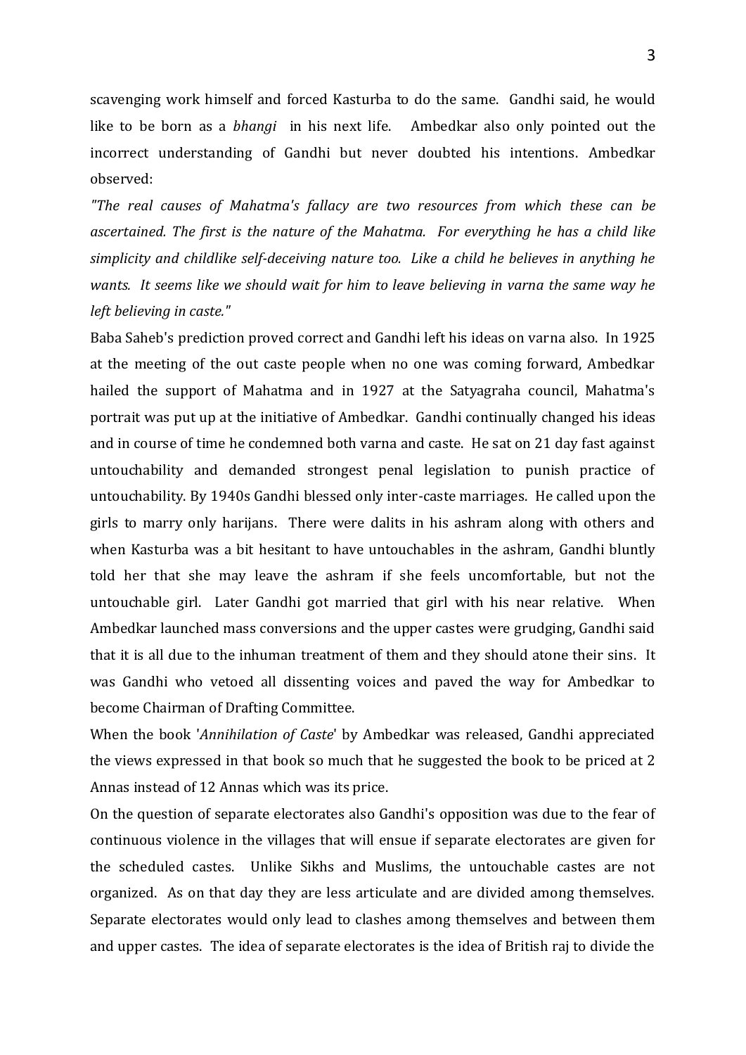scavenging work himself and forced Kasturba to do the same. Gandhi said, he would like to be born as a *bhangi* in his next life. Ambedkar also only pointed out the incorrect understanding of Gandhi but never doubted his intentions. Ambedkar observed:

*"The real causes of Mahatma's fallacy are two resources from which these can be ascertained. The first is the nature of the Mahatma. For everything he has a child like simplicity and childlike self-deceiving nature too. Like a child he believes in anything he wants. It seems like we should wait for him to leave believing in varna the same way he left believing in caste."*

Baba Saheb's prediction proved correct and Gandhi left his ideas on varna also. In 1925 at the meeting of the out caste people when no one was coming forward, Ambedkar hailed the support of Mahatma and in 1927 at the Satyagraha council, Mahatma's portrait was put up at the initiative of Ambedkar. Gandhi continually changed his ideas and in course of time he condemned both varna and caste. He sat on 21 day fast against untouchability and demanded strongest penal legislation to punish practice of untouchability. By 1940s Gandhi blessed only inter-caste marriages. He called upon the girls to marry only harijans. There were dalits in his ashram along with others and when Kasturba was a bit hesitant to have untouchables in the ashram, Gandhi bluntly told her that she may leave the ashram if she feels uncomfortable, but not the untouchable girl. Later Gandhi got married that girl with his near relative. When Ambedkar launched mass conversions and the upper castes were grudging, Gandhi said that it is all due to the inhuman treatment of them and they should atone their sins. It was Gandhi who vetoed all dissenting voices and paved the way for Ambedkar to become Chairman of Drafting Committee.

When the book '*Annihilation of Caste*' by Ambedkar was released, Gandhi appreciated the views expressed in that book so much that he suggested the book to be priced at 2 Annas instead of 12 Annas which was its price.

On the question of separate electorates also Gandhi's opposition was due to the fear of continuous violence in the villages that will ensue if separate electorates are given for the scheduled castes. Unlike Sikhs and Muslims, the untouchable castes are not organized. As on that day they are less articulate and are divided among themselves. Separate electorates would only lead to clashes among themselves and between them and upper castes. The idea of separate electorates is the idea of British raj to divide the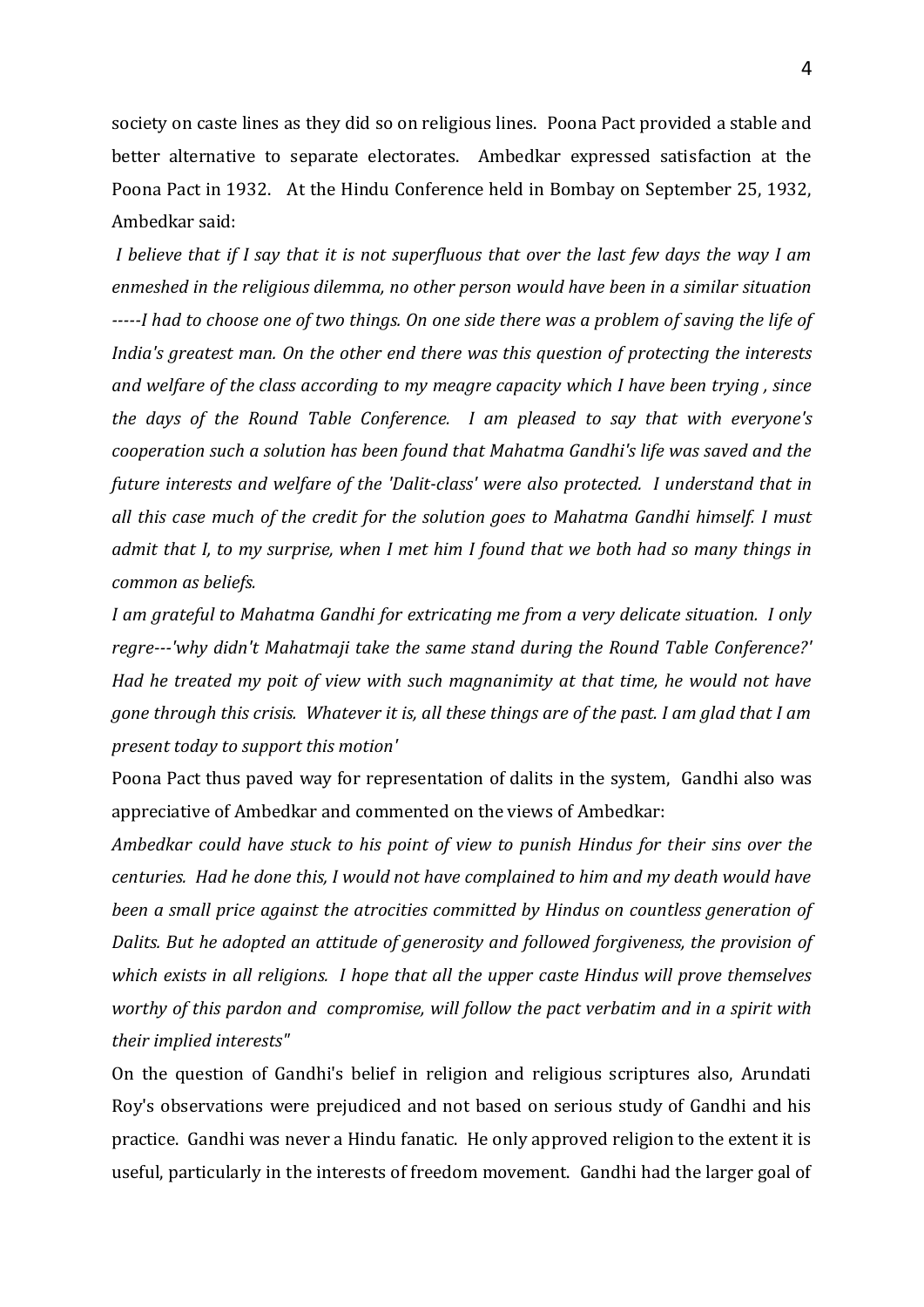society on caste lines as they did so on religious lines. Poona Pact provided a stable and better alternative to separate electorates. Ambedkar expressed satisfaction at the Poona Pact in 1932. At the Hindu Conference held in Bombay on September 25, 1932, Ambedkar said:

*I believe that if I say that it is not superfluous that over the last few days the way I am enmeshed in the religious dilemma, no other person would have been in a similar situation -----I had to choose one of two things. On one side there was a problem of saving the life of India's greatest man. On the other end there was this question of protecting the interests and welfare of the class according to my meagre capacity which I have been trying , since the days of the Round Table Conference. I am pleased to say that with everyone's cooperation such a solution has been found that Mahatma Gandhi's life was saved and the future interests and welfare of the 'Dalit-class' were also protected. I understand that in all this case much of the credit for the solution goes to Mahatma Gandhi himself. I must admit that I, to my surprise, when I met him I found that we both had so many things in common as beliefs.*

*I am grateful to Mahatma Gandhi for extricating me from a very delicate situation. I only regre---'why didn't Mahatmaji take the same stand during the Round Table Conference?' Had he treated my poit of view with such magnanimity at that time, he would not have gone through this crisis. Whatever it is, all these things are of the past. I am glad that I am present today to support this motion'*

Poona Pact thus paved way for representation of dalits in the system, Gandhi also was appreciative of Ambedkar and commented on the views of Ambedkar:

*Ambedkar could have stuck to his point of view to punish Hindus for their sins over the centuries. Had he done this, I would not have complained to him and my death would have been a small price against the atrocities committed by Hindus on countless generation of Dalits. But he adopted an attitude of generosity and followed forgiveness, the provision of which exists in all religions. I hope that all the upper caste Hindus will prove themselves worthy of this pardon and compromise, will follow the pact verbatim and in a spirit with their implied interests"*

On the question of Gandhi's belief in religion and religious scriptures also, Arundati Roy's observations were prejudiced and not based on serious study of Gandhi and his practice. Gandhi was never a Hindu fanatic. He only approved religion to the extent it is useful, particularly in the interests of freedom movement. Gandhi had the larger goal of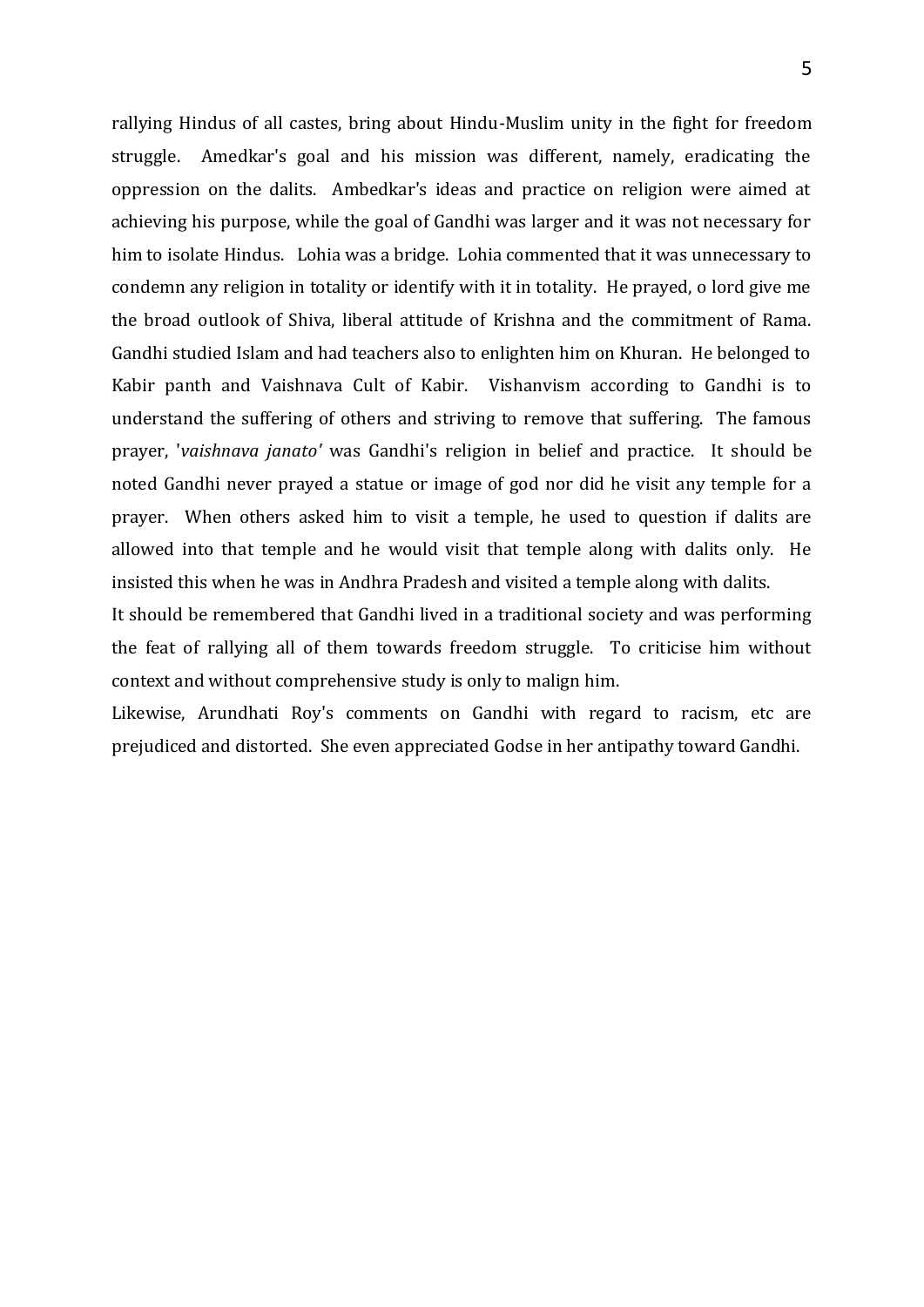rallying Hindus of all castes, bring about Hindu-Muslim unity in the fight for freedom struggle. Amedkar's goal and his mission was different, namely, eradicating the oppression on the dalits. Ambedkar's ideas and practice on religion were aimed at achieving his purpose, while the goal of Gandhi was larger and it was not necessary for him to isolate Hindus. Lohia was a bridge. Lohia commented that it was unnecessary to condemn any religion in totality or identify with it in totality. He prayed, o lord give me the broad outlook of Shiva, liberal attitude of Krishna and the commitment of Rama. Gandhi studied Islam and had teachers also to enlighten him on Khuran. He belonged to Kabir panth and Vaishnava Cult of Kabir. Vishanvism according to Gandhi is to understand the suffering of others and striving to remove that suffering. The famous prayer, '*vaishnava janato*' was Gandhi's religion in belief and practice. It should be noted Gandhi never prayed a statue or image of god nor did he visit any temple for a prayer. When others asked him to visit a temple, he used to question if dalits are allowed into that temple and he would visit that temple along with dalits only. He insisted this when he was in Andhra Pradesh and visited a temple along with dalits.

It should be remembered that Gandhi lived in a traditional society and was performing the feat of rallying all of them towards freedom struggle. To criticise him without context and without comprehensive study is only to malign him.

Likewise, Arundhati Roy's comments on Gandhi with regard to racism, etc are prejudiced and distorted. She even appreciated Godse in her antipathy toward Gandhi.